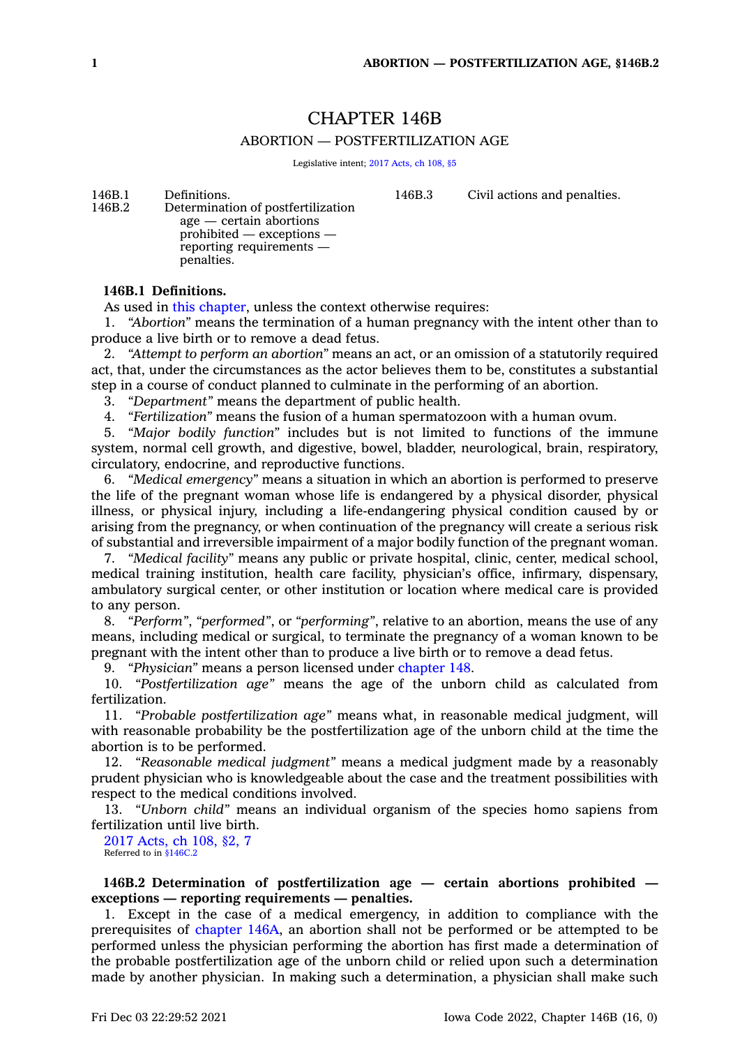# CHAPTER 146B

## ABORTION — POSTFERTILIZATION AGE

Legislative intent; 2017 Acts, ch 108, §5

| | |
|---|---|
| 146B.1 | Definitions. |
| 146B.2 | Determination of postfertilization age — certain abortions prohibited — exceptions — reporting requirements — penalties. |
| 146B.3 | Civil actions and penalties. |

**146B.1 Definitions.**

As used in this chapter, unless the context otherwise requires:

1. *"Abortion"* means the termination of a human pregnancy with the intent other than to produce a live birth or to remove a dead fetus.
2. *"Attempt to perform an abortion"* means an act, or an omission of a statutorily required act, that, under the circumstances as the actor believes them to be, constitutes a substantial step in a course of conduct planned to culminate in the performing of an abortion.
3. *"Department"* means the department of public health.
4. *"Fertilization"* means the fusion of a human spermatozoon with a human ovum.
5. *"Major bodily function"* includes but is not limited to functions of the immune system, normal cell growth, and digestive, bowel, bladder, neurological, brain, respiratory, circulatory, endocrine, and reproductive functions.
6. *"Medical emergency"* means a situation in which an abortion is performed to preserve the life of the pregnant woman whose life is endangered by a physical disorder, physical illness, or physical injury, including a life-endangering physical condition caused by or arising from the pregnancy, or when continuation of the pregnancy will create a serious risk of substantial and irreversible impairment of a major bodily function of the pregnant woman.
7. *"Medical facility"* means any public or private hospital, clinic, center, medical school, medical training institution, health care facility, physician's office, infirmary, dispensary, ambulatory surgical center, or other institution or location where medical care is provided to any person.
8. *"Perform"*, *"performed"*, or *"performing"*, relative to an abortion, means the use of any means, including medical or surgical, to terminate the pregnancy of a woman known to be pregnant with the intent other than to produce a live birth or to remove a dead fetus.
9. *"Physician"* means a person licensed under chapter 148.
10. *"Postfertilization age"* means the age of the unborn child as calculated from fertilization.
11. *"Probable postfertilization age"* means what, in reasonable medical judgment, will with reasonable probability be the postfertilization age of the unborn child at the time the abortion is to be performed.
12. *"Reasonable medical judgment"* means a medical judgment made by a reasonably prudent physician who is knowledgeable about the case and the treatment possibilities with respect to the medical conditions involved.
13. *"Unborn child"* means an individual organism of the species homo sapiens from fertilization until live birth.

2017 Acts, ch 108, §2, 7
Referred to in §146C.2

**146B.2 Determination of postfertilization age — certain abortions prohibited — exceptions — reporting requirements — penalties.**

1. Except in the case of a medical emergency, in addition to compliance with the prerequisites of chapter 146A, an abortion shall not be performed or be attempted to be performed unless the physician performing the abortion has first made a determination of the probable postfertilization age of the unborn child or relied upon such a determination made by another physician. In making such a determination, a physician shall make such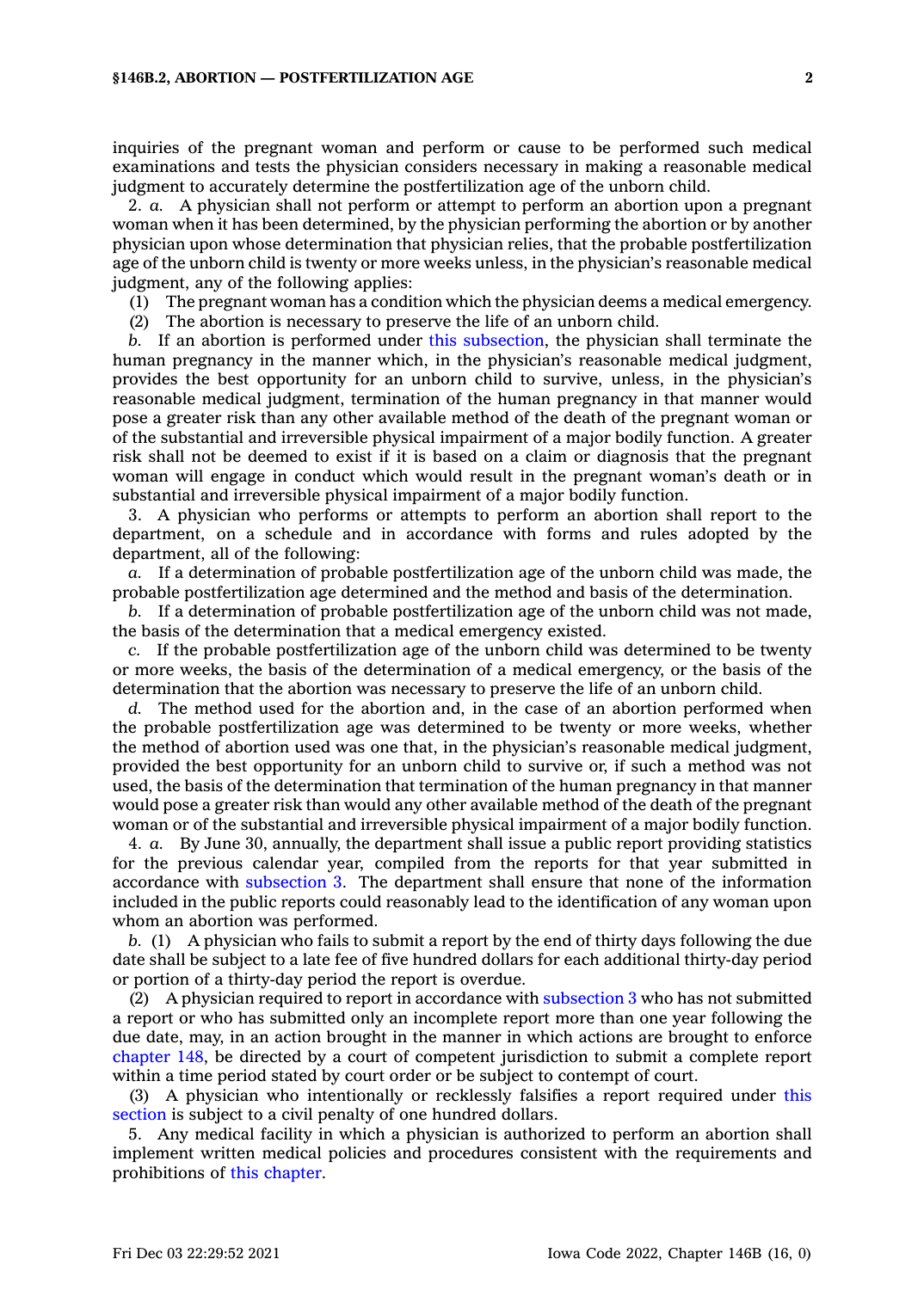inquiries of the pregnant woman and perform or cause to be performed such medical examinations and tests the physician considers necessary in making a reasonable medical judgment to accurately determine the postfertilization age of the unborn child.

2. *a.* A physician shall not perform or attempt to perform an abortion upon a pregnant woman when it has been determined, by the physician performing the abortion or by another physician upon whose determination that physician relies, that the probable postfertilization age of the unborn child is twenty or more weeks unless, in the physician's reasonable medical judgment, any of the following applies:

(1) The pregnant woman has a condition which the physician deems a medical emergency.

(2) The abortion is necessary to preserve the life of an unborn child.

*b.* If an abortion is performed under this subsection, the physician shall terminate the human pregnancy in the manner which, in the physician's reasonable medical judgment, provides the best opportunity for an unborn child to survive, unless, in the physician's reasonable medical judgment, termination of the human pregnancy in that manner would pose a greater risk than any other available method of the death of the pregnant woman or of the substantial and irreversible physical impairment of a major bodily function. A greater risk shall not be deemed to exist if it is based on a claim or diagnosis that the pregnant woman will engage in conduct which would result in the pregnant woman's death or in substantial and irreversible physical impairment of a major bodily function.

3. A physician who performs or attempts to perform an abortion shall report to the department, on a schedule and in accordance with forms and rules adopted by the department, all of the following:

*a.* If a determination of probable postfertilization age of the unborn child was made, the probable postfertilization age determined and the method and basis of the determination.

*b.* If a determination of probable postfertilization age of the unborn child was not made, the basis of the determination that a medical emergency existed.

*c.* If the probable postfertilization age of the unborn child was determined to be twenty or more weeks, the basis of the determination of a medical emergency, or the basis of the determination that the abortion was necessary to preserve the life of an unborn child.

*d.* The method used for the abortion and, in the case of an abortion performed when the probable postfertilization age was determined to be twenty or more weeks, whether the method of abortion used was one that, in the physician's reasonable medical judgment, provided the best opportunity for an unborn child to survive or, if such a method was not used, the basis of the determination that termination of the human pregnancy in that manner would pose a greater risk than would any other available method of the death of the pregnant woman or of the substantial and irreversible physical impairment of a major bodily function.

4. *a.* By June 30, annually, the department shall issue a public report providing statistics for the previous calendar year, compiled from the reports for that year submitted in accordance with subsection 3. The department shall ensure that none of the information included in the public reports could reasonably lead to the identification of any woman upon whom an abortion was performed.

*b.* (1) A physician who fails to submit a report by the end of thirty days following the due date shall be subject to a late fee of five hundred dollars for each additional thirty-day period or portion of a thirty-day period the report is overdue.

(2) A physician required to report in accordance with subsection 3 who has not submitted a report or who has submitted only an incomplete report more than one year following the due date, may, in an action brought in the manner in which actions are brought to enforce chapter 148, be directed by a court of competent jurisdiction to submit a complete report within a time period stated by court order or be subject to contempt of court.

(3) A physician who intentionally or recklessly falsifies a report required under this section is subject to a civil penalty of one hundred dollars.

5. Any medical facility in which a physician is authorized to perform an abortion shall implement written medical policies and procedures consistent with the requirements and prohibitions of this chapter.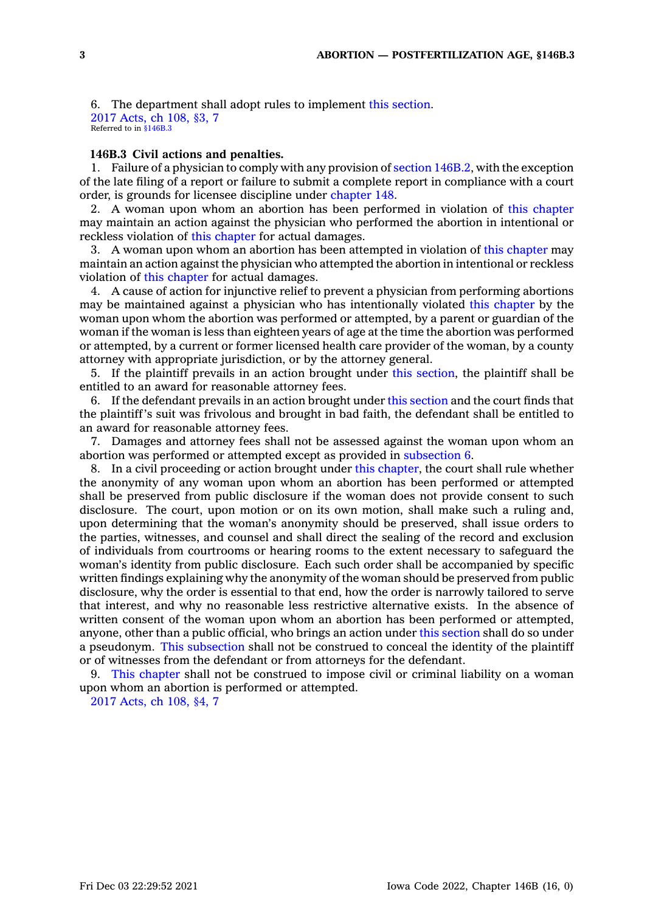6. The department shall adopt rules to implement this section.

2017 Acts, ch 108, §3, 7

Referred to in §146B.3

**146B.3 Civil actions and penalties.**

1. Failure of a physician to comply with any provision of section 146B.2, with the exception of the late filing of a report or failure to submit a complete report in compliance with a court order, is grounds for licensee discipline under chapter 148.

2. A woman upon whom an abortion has been performed in violation of this chapter may maintain an action against the physician who performed the abortion in intentional or reckless violation of this chapter for actual damages.

3. A woman upon whom an abortion has been attempted in violation of this chapter may maintain an action against the physician who attempted the abortion in intentional or reckless violation of this chapter for actual damages.

4. A cause of action for injunctive relief to prevent a physician from performing abortions may be maintained against a physician who has intentionally violated this chapter by the woman upon whom the abortion was performed or attempted, by a parent or guardian of the woman if the woman is less than eighteen years of age at the time the abortion was performed or attempted, by a current or former licensed health care provider of the woman, by a county attorney with appropriate jurisdiction, or by the attorney general.

5. If the plaintiff prevails in an action brought under this section, the plaintiff shall be entitled to an award for reasonable attorney fees.

6. If the defendant prevails in an action brought under this section and the court finds that the plaintiff's suit was frivolous and brought in bad faith, the defendant shall be entitled to an award for reasonable attorney fees.

7. Damages and attorney fees shall not be assessed against the woman upon whom an abortion was performed or attempted except as provided in subsection 6.

8. In a civil proceeding or action brought under this chapter, the court shall rule whether the anonymity of any woman upon whom an abortion has been performed or attempted shall be preserved from public disclosure if the woman does not provide consent to such disclosure. The court, upon motion or on its own motion, shall make such a ruling and, upon determining that the woman's anonymity should be preserved, shall issue orders to the parties, witnesses, and counsel and shall direct the sealing of the record and exclusion of individuals from courtrooms or hearing rooms to the extent necessary to safeguard the woman's identity from public disclosure. Each such order shall be accompanied by specific written findings explaining why the anonymity of the woman should be preserved from public disclosure, why the order is essential to that end, how the order is narrowly tailored to serve that interest, and why no reasonable less restrictive alternative exists. In the absence of written consent of the woman upon whom an abortion has been performed or attempted, anyone, other than a public official, who brings an action under this section shall do so under a pseudonym. This subsection shall not be construed to conceal the identity of the plaintiff or of witnesses from the defendant or from attorneys for the defendant.

9. This chapter shall not be construed to impose civil or criminal liability on a woman upon whom an abortion is performed or attempted.

2017 Acts, ch 108, §4, 7